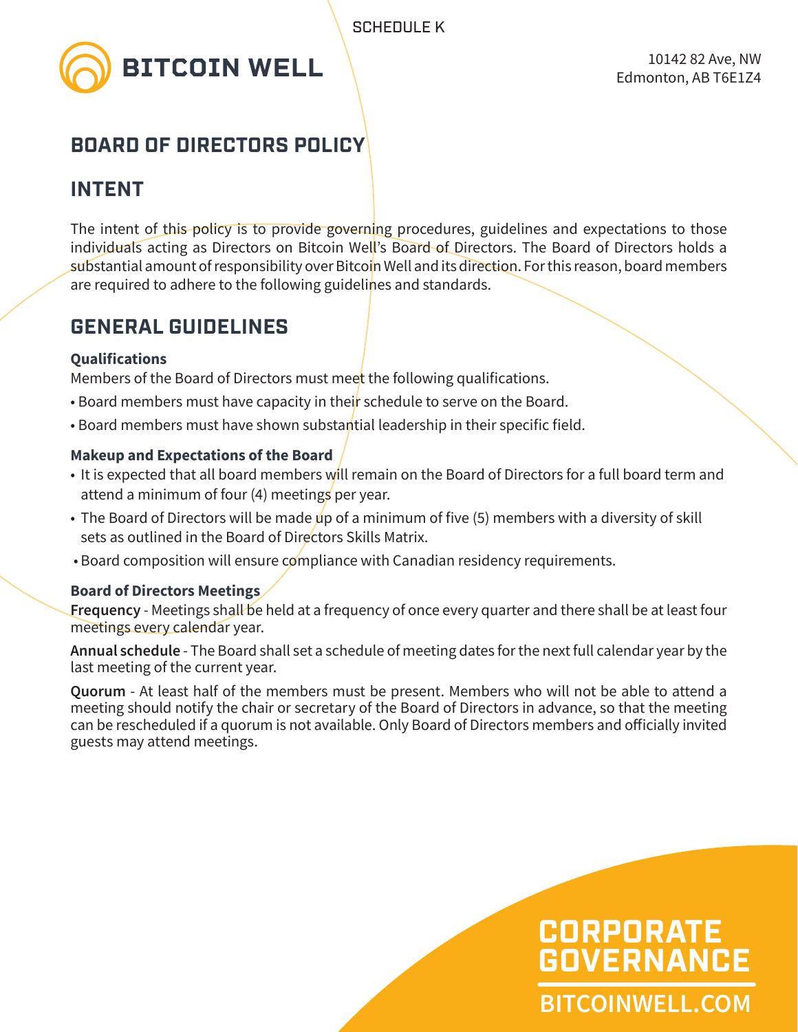SCHEDULE K

BITCOIN WELL

10142 82 Ave, NW
Edmonton, AB T6E1Z4

# BOARD OF DIRECTORS POLICY

## INTENT

The intent of this policy is to provide governing procedures, guidelines and expectations to those individuals acting as Directors on Bitcoin Well's Board of Directors. The Board of Directors holds a substantial amount of responsibility over Bitcoin Well and its direction. For this reason, board members are required to adhere to the following guidelines and standards.

## GENERAL GUIDELINES

### Qualifications

Members of the Board of Directors must meet the following qualifications.

- Board members must have capacity in their schedule to serve on the Board.
- Board members must have shown substantial leadership in their specific field.

### Makeup and Expectations of the Board

- It is expected that all board members will remain on the Board of Directors for a full board term and attend a minimum of four (4) meetings per year.
- The Board of Directors will be made up of a minimum of five (5) members with a diversity of skill sets as outlined in the Board of Directors Skills Matrix.
- Board composition will ensure compliance with Canadian residency requirements.

### Board of Directors Meetings

**Frequency** - Meetings shall be held at a frequency of once every quarter and there shall be at least four meetings every calendar year.

**Annual schedule** - The Board shall set a schedule of meeting dates for the next full calendar year by the last meeting of the current year.

**Quorum** - At least half of the members must be present. Members who will not be able to attend a meeting should notify the chair or secretary of the Board of Directors in advance, so that the meeting can be rescheduled if a quorum is not available. Only Board of Directors members and officially invited guests may attend meetings.

CORPORATE GOVERNANCE

BITCOINWELL.COM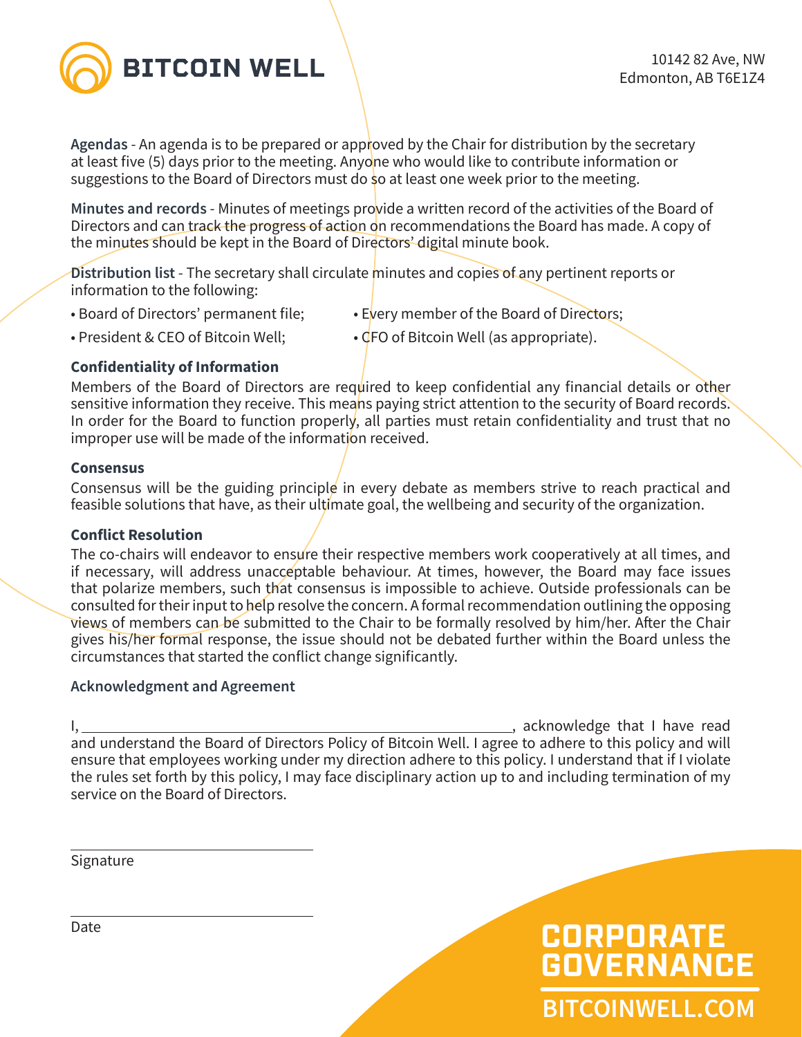**Agendas** - An agenda is to be prepared or approved by the Chair for distribution by the secretary at least five (5) days prior to the meeting. Anyone who would like to contribute information or suggestions to the Board of Directors must do so at least one week prior to the meeting.

**Minutes and records** - Minutes of meetings provide a written record of the activities of the Board of Directors and can track the progress of action on recommendations the Board has made. A copy of the minutes should be kept in the Board of Directors' digital minute book.

**Distribution list** - The secretary shall circulate minutes and copies of any pertinent reports or information to the following:

- Board of Directors' permanent file;
- Every member of the Board of Directors;
- President & CEO of Bitcoin Well;
- CFO of Bitcoin Well (as appropriate).

### Confidentiality of Information

Members of the Board of Directors are required to keep confidential any financial details or other sensitive information they receive. This means paying strict attention to the security of Board records. In order for the Board to function properly, all parties must retain confidentiality and trust that no improper use will be made of the information received.

### Consensus

Consensus will be the guiding principle in every debate as members strive to reach practical and feasible solutions that have, as their ultimate goal, the wellbeing and security of the organization.

### Conflict Resolution

The co-chairs will endeavor to ensure their respective members work cooperatively at all times, and if necessary, will address unacceptable behaviour. At times, however, the Board may face issues that polarize members, such that consensus is impossible to achieve. Outside professionals can be consulted for their input to help resolve the concern. A formal recommendation outlining the opposing views of members can be submitted to the Chair to be formally resolved by him/her. After the Chair gives his/her formal response, the issue should not be debated further within the Board unless the circumstances that started the conflict change significantly.

### Acknowledgment and Agreement

I, ____________________________________________, acknowledge that I have read and understand the Board of Directors Policy of Bitcoin Well. I agree to adhere to this policy and will ensure that employees working under my direction adhere to this policy. I understand that if I violate the rules set forth by this policy, I may face disciplinary action up to and including termination of my service on the Board of Directors.

______________________________
Signature

______________________________
Date